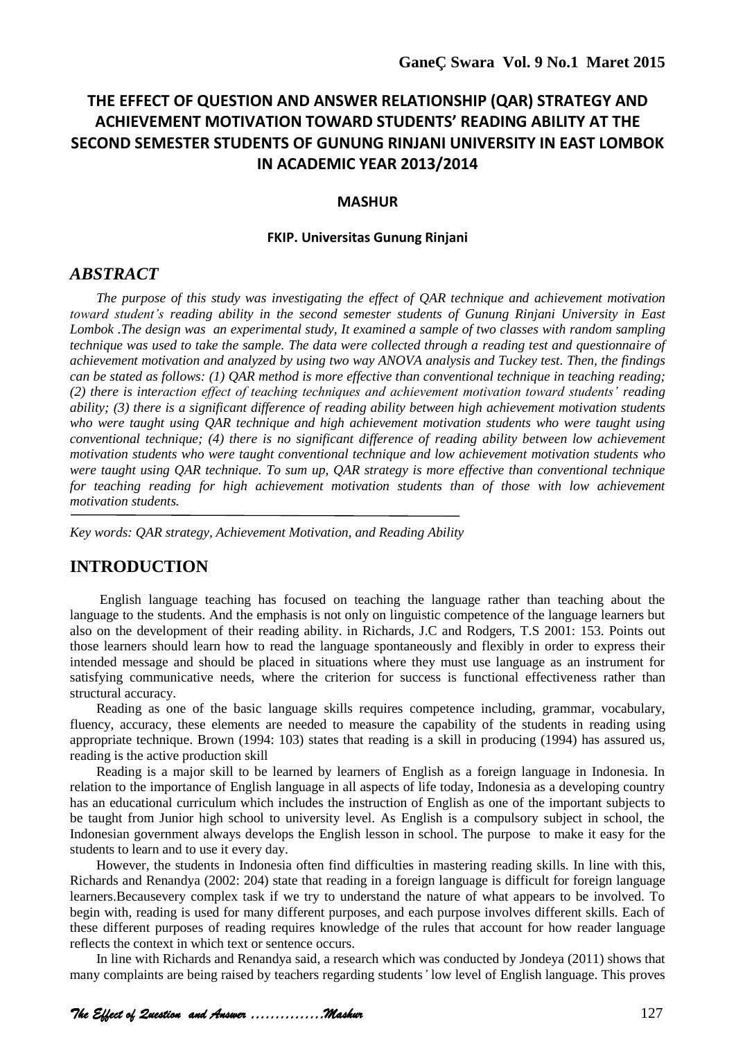# THE EFFECT OF QUESTION AND ANSWER RELATIONSHIP (QAR) STRATEGY AND ACHIEVEMENT MOTIVATION TOWARD STUDENTS' READING ABILITY AT THE SECOND SEMESTER STUDENTS OF GUNUNG RINJANI UNIVERSITY IN EAST LOMBOK IN ACADEMIC YEAR 2013/2014

**MASHUR**

**FKIP. Universitas Gunung Rinjani**

## *ABSTRACT*

*The purpose of this study was investigating the effect of QAR technique and achievement motivation toward student's reading ability in the second semester students of Gunung Rinjani University in East Lombok .The design was an experimental study, It examined a sample of two classes with random sampling technique was used to take the sample. The data were collected through a reading test and questionnaire of achievement motivation and analyzed by using two way ANOVA analysis and Tuckey test. Then, the findings can be stated as follows: (1) QAR method is more effective than conventional technique in teaching reading; (2) there is interaction effect of teaching techniques and achievement motivation toward students' reading ability; (3) there is a significant difference of reading ability between high achievement motivation students who were taught using QAR technique and high achievement motivation students who were taught using conventional technique; (4) there is no significant difference of reading ability between low achievement motivation students who were taught conventional technique and low achievement motivation students who were taught using QAR technique. To sum up, QAR strategy is more effective than conventional technique for teaching reading for high achievement motivation students than of those with low achievement motivation students.*

*Key words: QAR strategy, Achievement Motivation, and Reading Ability*

## INTRODUCTION

English language teaching has focused on teaching the language rather than teaching about the language to the students. And the emphasis is not only on linguistic competence of the language learners but also on the development of their reading ability. in Richards, J.C and Rodgers, T.S 2001: 153. Points out those learners should learn how to read the language spontaneously and flexibly in order to express their intended message and should be placed in situations where they must use language as an instrument for satisfying communicative needs, where the criterion for success is functional effectiveness rather than structural accuracy.

Reading as one of the basic language skills requires competence including, grammar, vocabulary, fluency, accuracy, these elements are needed to measure the capability of the students in reading using appropriate technique. Brown (1994: 103) states that reading is a skill in producing (1994) has assured us, reading is the active production skill

Reading is a major skill to be learned by learners of English as a foreign language in Indonesia. In relation to the importance of English language in all aspects of life today, Indonesia as a developing country has an educational curriculum which includes the instruction of English as one of the important subjects to be taught from Junior high school to university level. As English is a compulsory subject in school, the Indonesian government always develops the English lesson in school. The purpose to make it easy for the students to learn and to use it every day.

However, the students in Indonesia often find difficulties in mastering reading skills. In line with this, Richards and Renandya (2002: 204) state that reading in a foreign language is difficult for foreign language learners.Becausevery complex task if we try to understand the nature of what appears to be involved. To begin with, reading is used for many different purposes, and each purpose involves different skills. Each of these different purposes of reading requires knowledge of the rules that account for how reader language reflects the context in which text or sentence occurs.

In line with Richards and Renandya said, a research which was conducted by Jondeya (2011) shows that many complaints are being raised by teachers regarding students' low level of English language. This proves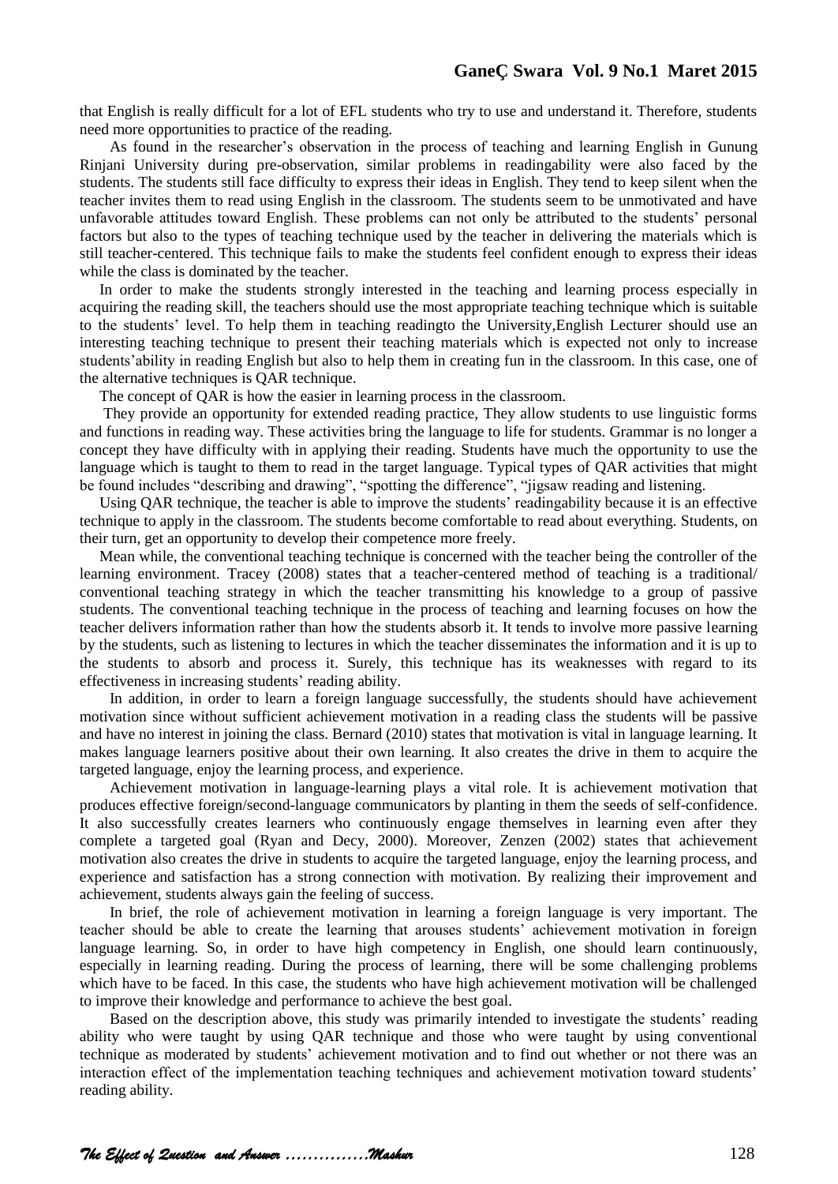that English is really difficult for a lot of EFL students who try to use and understand it. Therefore, students need more opportunities to practice of the reading.

As found in the researcher's observation in the process of teaching and learning English in Gunung Rinjani University during pre-observation, similar problems in readingability were also faced by the students. The students still face difficulty to express their ideas in English. They tend to keep silent when the teacher invites them to read using English in the classroom. The students seem to be unmotivated and have unfavorable attitudes toward English. These problems can not only be attributed to the students' personal factors but also to the types of teaching technique used by the teacher in delivering the materials which is still teacher-centered. This technique fails to make the students feel confident enough to express their ideas while the class is dominated by the teacher.

In order to make the students strongly interested in the teaching and learning process especially in acquiring the reading skill, the teachers should use the most appropriate teaching technique which is suitable to the students' level. To help them in teaching readingto the University,English Lecturer should use an interesting teaching technique to present their teaching materials which is expected not only to increase students'ability in reading English but also to help them in creating fun in the classroom. In this case, one of the alternative techniques is QAR technique.

The concept of QAR is how the easier in learning process in the classroom.

They provide an opportunity for extended reading practice, They allow students to use linguistic forms and functions in reading way. These activities bring the language to life for students. Grammar is no longer a concept they have difficulty with in applying their reading. Students have much the opportunity to use the language which is taught to them to read in the target language. Typical types of QAR activities that might be found includes "describing and drawing", "spotting the difference", "jigsaw reading and listening.

Using QAR technique, the teacher is able to improve the students' readingability because it is an effective technique to apply in the classroom. The students become comfortable to read about everything. Students, on their turn, get an opportunity to develop their competence more freely.

Mean while, the conventional teaching technique is concerned with the teacher being the controller of the learning environment. Tracey (2008) states that a teacher-centered method of teaching is a traditional/ conventional teaching strategy in which the teacher transmitting his knowledge to a group of passive students. The conventional teaching technique in the process of teaching and learning focuses on how the teacher delivers information rather than how the students absorb it. It tends to involve more passive learning by the students, such as listening to lectures in which the teacher disseminates the information and it is up to the students to absorb and process it. Surely, this technique has its weaknesses with regard to its effectiveness in increasing students' reading ability.

In addition, in order to learn a foreign language successfully, the students should have achievement motivation since without sufficient achievement motivation in a reading class the students will be passive and have no interest in joining the class. Bernard (2010) states that motivation is vital in language learning. It makes language learners positive about their own learning. It also creates the drive in them to acquire the targeted language, enjoy the learning process, and experience.

Achievement motivation in language-learning plays a vital role. It is achievement motivation that produces effective foreign/second-language communicators by planting in them the seeds of self-confidence. It also successfully creates learners who continuously engage themselves in learning even after they complete a targeted goal (Ryan and Decy, 2000). Moreover, Zenzen (2002) states that achievement motivation also creates the drive in students to acquire the targeted language, enjoy the learning process, and experience and satisfaction has a strong connection with motivation. By realizing their improvement and achievement, students always gain the feeling of success.

In brief, the role of achievement motivation in learning a foreign language is very important. The teacher should be able to create the learning that arouses students' achievement motivation in foreign language learning. So, in order to have high competency in English, one should learn continuously, especially in learning reading. During the process of learning, there will be some challenging problems which have to be faced. In this case, the students who have high achievement motivation will be challenged to improve their knowledge and performance to achieve the best goal.

Based on the description above, this study was primarily intended to investigate the students' reading ability who were taught by using QAR technique and those who were taught by using conventional technique as moderated by students' achievement motivation and to find out whether or not there was an interaction effect of the implementation teaching techniques and achievement motivation toward students' reading ability.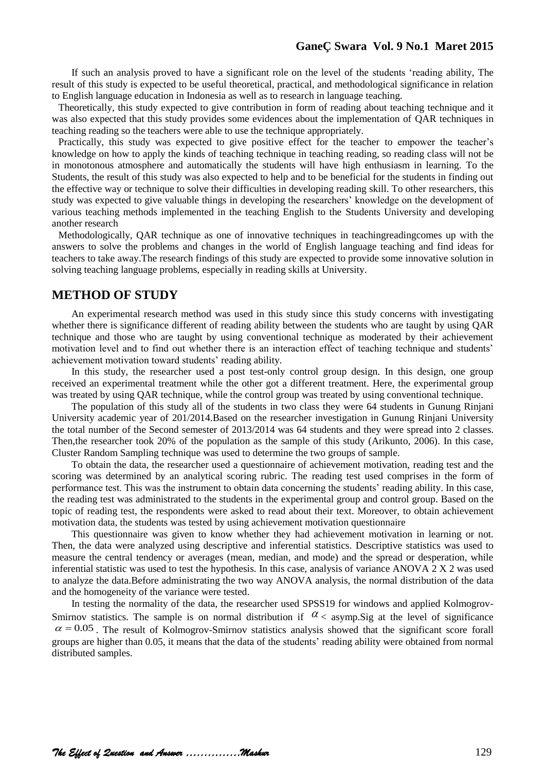If such an analysis proved to have a significant role on the level of the students 'reading ability, The result of this study is expected to be useful theoretical, practical, and methodological significance in relation to English language education in Indonesia as well as to research in language teaching.

Theoretically, this study expected to give contribution in form of reading about teaching technique and it was also expected that this study provides some evidences about the implementation of QAR techniques in teaching reading so the teachers were able to use the technique appropriately.

Practically, this study was expected to give positive effect for the teacher to empower the teacher's knowledge on how to apply the kinds of teaching technique in teaching reading, so reading class will not be in monotonous atmosphere and automatically the students will have high enthusiasm in learning. To the Students, the result of this study was also expected to help and to be beneficial for the students in finding out the effective way or technique to solve their difficulties in developing reading skill. To other researchers, this study was expected to give valuable things in developing the researchers' knowledge on the development of various teaching methods implemented in the teaching English to the Students University and developing another research

Methodologically, QAR technique as one of innovative techniques in teachingreadingcomes up with the answers to solve the problems and changes in the world of English language teaching and find ideas for teachers to take away.The research findings of this study are expected to provide some innovative solution in solving teaching language problems, especially in reading skills at University.

## METHOD OF STUDY

An experimental research method was used in this study since this study concerns with investigating whether there is significance different of reading ability between the students who are taught by using QAR technique and those who are taught by using conventional technique as moderated by their achievement motivation level and to find out whether there is an interaction effect of teaching technique and students' achievement motivation toward students' reading ability.

In this study, the researcher used a post test-only control group design. In this design, one group received an experimental treatment while the other got a different treatment. Here, the experimental group was treated by using QAR technique, while the control group was treated by using conventional technique.

The population of this study all of the students in two class they were 64 students in Gunung Rinjani University academic year of 201/2014.Based on the researcher investigation in Gunung Rinjani University the total number of the Second semester of 2013/2014 was 64 students and they were spread into 2 classes. Then,the researcher took 20% of the population as the sample of this study (Arikunto, 2006). In this case, Cluster Random Sampling technique was used to determine the two groups of sample.

To obtain the data, the researcher used a questionnaire of achievement motivation, reading test and the scoring was determined by an analytical scoring rubric. The reading test used comprises in the form of performance test. This was the instrument to obtain data concerning the students' reading ability. In this case, the reading test was administrated to the students in the experimental group and control group. Based on the topic of reading test, the respondents were asked to read about their text. Moreover, to obtain achievement motivation data, the students was tested by using achievement motivation questionnaire

This questionnaire was given to know whether they had achievement motivation in learning or not. Then, the data were analyzed using descriptive and inferential statistics. Descriptive statistics was used to measure the central tendency or averages (mean, median, and mode) and the spread or desperation, while inferential statistic was used to test the hypothesis. In this case, analysis of variance ANOVA 2 X 2 was used to analyze the data.Before administrating the two way ANOVA analysis, the normal distribution of the data and the homogeneity of the variance were tested.

In testing the normality of the data, the researcher used SPSS19 for windows and applied Kolmogrov-Smirnov statistics. The sample is on normal distribution if $\alpha <$ asymp.Sig at the level of significance $\alpha = 0.05$. The result of Kolmogrov-Smirnov statistics analysis showed that the significant score forall groups are higher than 0.05, it means that the data of the students' reading ability were obtained from normal distributed samples.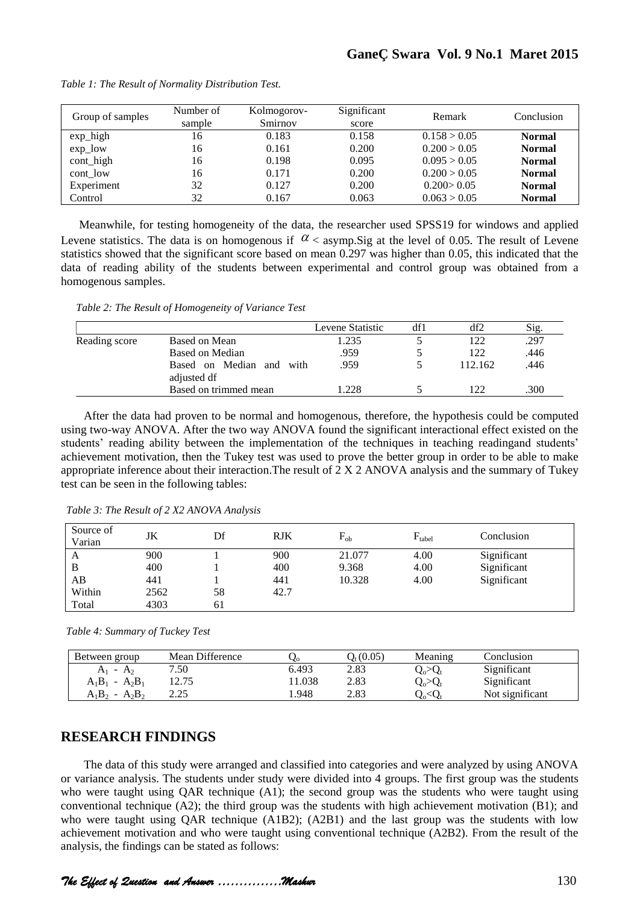*Table 1: The Result of Normality Distribution Test.*

| Group of samples | Number of sample | Kolmogorov-Smirnov | Significant score | Remark | Conclusion |
|---|---|---|---|---|---|
| exp_high | 16 | 0.183 | 0.158 | 0.158 > 0.05 | **Normal** |
| exp_low | 16 | 0.161 | 0.200 | 0.200 > 0.05 | **Normal** |
| cont_high | 16 | 0.198 | 0.095 | 0.095 > 0.05 | **Normal** |
| cont_low | 16 | 0.171 | 0.200 | 0.200 > 0.05 | **Normal** |
| Experiment | 32 | 0.127 | 0.200 | 0.200> 0.05 | **Normal** |
| Control | 32 | 0.167 | 0.063 | 0.063 > 0.05 | **Normal** |

Meanwhile, for testing homogeneity of the data, the researcher used SPSS19 for windows and applied Levene statistics. The data is on homogenous if $\alpha$ < asymp.Sig at the level of 0.05. The result of Levene statistics showed that the significant score based on mean 0.297 was higher than 0.05, this indicated that the data of reading ability of the students between experimental and control group was obtained from a homogenous samples.

*Table 2: The Result of Homogeneity of Variance Test*

| | | Levene Statistic | df1 | df2 | Sig. |
|---|---|---|---|---|---|
| Reading score | Based on Mean | 1.235 | 5 | 122 | .297 |
| | Based on Median | .959 | 5 | 122 | .446 |
| | Based on Median and with adjusted df | .959 | 5 | 112.162 | .446 |
| | Based on trimmed mean | 1.228 | 5 | 122 | .300 |

After the data had proven to be normal and homogenous, therefore, the hypothesis could be computed using two-way ANOVA. After the two way ANOVA found the significant interactional effect existed on the students' reading ability between the implementation of the techniques in teaching readingand students' achievement motivation, then the Tukey test was used to prove the better group in order to be able to make appropriate inference about their interaction.The result of 2 X 2 ANOVA analysis and the summary of Tukey test can be seen in the following tables:

*Table 3: The Result of 2 X2 ANOVA Analysis*

| Source of Varian | JK | Df | RJK | $F_{ob}$ | $F_{tabel}$ | Conclusion |
|---|---|---|---|---|---|---|
| A | 900 | 1 | 900 | 21.077 | 4.00 | Significant |
| B | 400 | 1 | 400 | 9.368 | 4.00 | Significant |
| AB | 441 | 1 | 441 | 10.328 | 4.00 | Significant |
| Within | 2562 | 58 | 42.7 | | | |
| Total | 4303 | 61 | | | | |

*Table 4: Summary of Tuckey Test*

| Between group | Mean Difference | $Q_o$ | $Q_t$ (0.05) | Meaning | Conclusion |
|---|---|---|---|---|---|
| $A_1$ - $A_2$ | 7.50 | 6.493 | 2.83 | $Q_o>Q_t$ | Significant |
| $A_1B_1$ - $A_2B_1$ | 12.75 | 11.038 | 2.83 | $Q_o>Q_t$ | Significant |
| $A_1B_2$ - $A_2B_2$ | 2.25 | 1.948 | 2.83 | $Q_o<Q_t$ | Not significant |

## RESEARCH FINDINGS

The data of this study were arranged and classified into categories and were analyzed by using ANOVA or variance analysis. The students under study were divided into 4 groups. The first group was the students who were taught using QAR technique (A1); the second group was the students who were taught using conventional technique (A2); the third group was the students with high achievement motivation (B1); and who were taught using QAR technique (A1B2); (A2B1) and the last group was the students with low achievement motivation and who were taught using conventional technique (A2B2). From the result of the analysis, the findings can be stated as follows: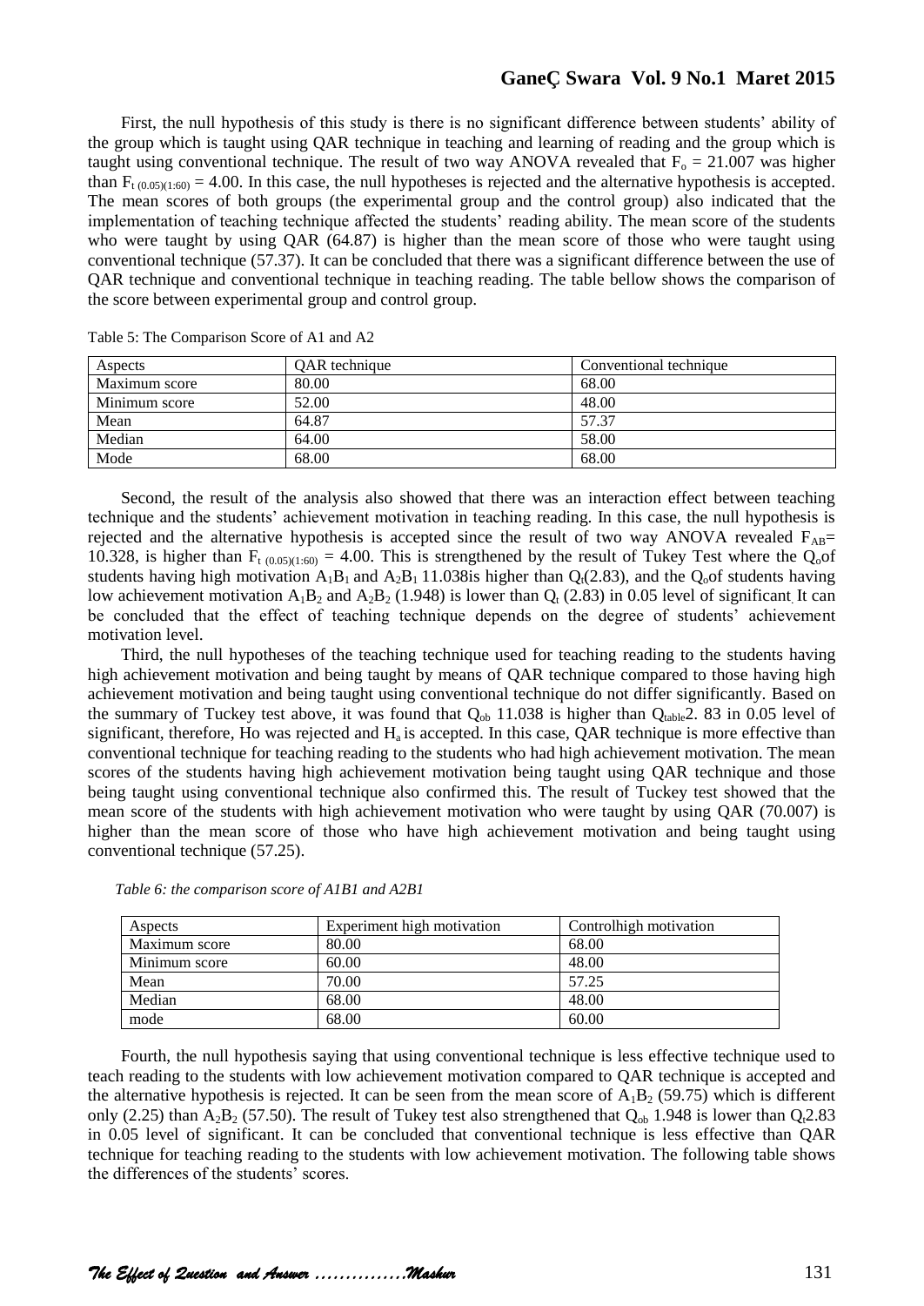First, the null hypothesis of this study is there is no significant difference between students' ability of the group which is taught using QAR technique in teaching and learning of reading and the group which is taught using conventional technique. The result of two way ANOVA revealed that $F_o = 21.007$ was higher than $F_{t\ (0.05)(1:60)} = 4.00$. In this case, the null hypotheses is rejected and the alternative hypothesis is accepted. The mean scores of both groups (the experimental group and the control group) also indicated that the implementation of teaching technique affected the students' reading ability. The mean score of the students who were taught by using QAR (64.87) is higher than the mean score of those who were taught using conventional technique (57.37). It can be concluded that there was a significant difference between the use of QAR technique and conventional technique in teaching reading. The table bellow shows the comparison of the score between experimental group and control group.

Table 5: The Comparison Score of A1 and A2

| Aspects | QAR technique | Conventional technique |
|---|---|---|
| Maximum score | 80.00 | 68.00 |
| Minimum score | 52.00 | 48.00 |
| Mean | 64.87 | 57.37 |
| Median | 64.00 | 58.00 |
| Mode | 68.00 | 68.00 |

Second, the result of the analysis also showed that there was an interaction effect between teaching technique and the students' achievement motivation in teaching reading. In this case, the null hypothesis is rejected and the alternative hypothesis is accepted since the result of two way ANOVA revealed $F_{AB}$= 10.328, is higher than $F_{t\ (0.05)(1:60)} = 4.00$. This is strengthened by the result of Tukey Test where the $Q_o$of students having high motivation $A_1B_1$ and $A_2B_1$ 11.038is higher than $Q_t$(2.83), and the $Q_o$of students having low achievement motivation $A_1B_2$ and $A_2B_2$ (1.948) is lower than $Q_t$ (2.83) in 0.05 level of significant. It can be concluded that the effect of teaching technique depends on the degree of students' achievement motivation level.

Third, the null hypotheses of the teaching technique used for teaching reading to the students having high achievement motivation and being taught by means of QAR technique compared to those having high achievement motivation and being taught using conventional technique do not differ significantly. Based on the summary of Tuckey test above, it was found that $Q_{ob}$ 11.038 is higher than $Q_{table}$2. 83 in 0.05 level of significant, therefore, Ho was rejected and $H_a$ is accepted. In this case, QAR technique is more effective than conventional technique for teaching reading to the students who had high achievement motivation. The mean scores of the students having high achievement motivation being taught using QAR technique and those being taught using conventional technique also confirmed this. The result of Tuckey test showed that the mean score of the students with high achievement motivation who were taught by using QAR (70.007) is higher than the mean score of those who have high achievement motivation and being taught using conventional technique (57.25).

*Table 6: the comparison score of A1B1 and A2B1*

| Aspects | Experiment high motivation | Controlhigh motivation |
|---|---|---|
| Maximum score | 80.00 | 68.00 |
| Minimum score | 60.00 | 48.00 |
| Mean | 70.00 | 57.25 |
| Median | 68.00 | 48.00 |
| mode | 68.00 | 60.00 |

Fourth, the null hypothesis saying that using conventional technique is less effective technique used to teach reading to the students with low achievement motivation compared to QAR technique is accepted and the alternative hypothesis is rejected. It can be seen from the mean score of $A_1B_2$ (59.75) which is different only (2.25) than $A_2B_2$ (57.50). The result of Tukey test also strengthened that $Q_{ob}$ 1.948 is lower than $Q_t$2.83 in 0.05 level of significant. It can be concluded that conventional technique is less effective than QAR technique for teaching reading to the students with low achievement motivation. The following table shows the differences of the students' scores.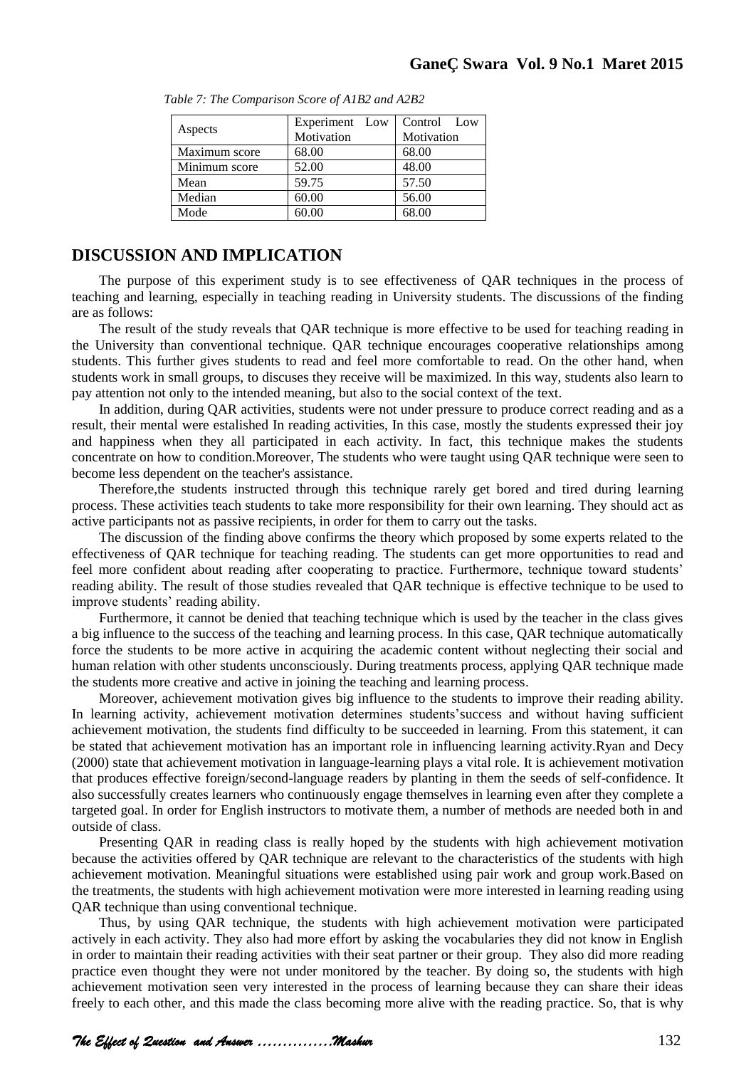*Table 7: The Comparison Score of A1B2 and A2B2*

| Aspects | Experiment Low Motivation | Control Low Motivation |
|---|---|---|
| Maximum score | 68.00 | 68.00 |
| Minimum score | 52.00 | 48.00 |
| Mean | 59.75 | 57.50 |
| Median | 60.00 | 56.00 |
| Mode | 60.00 | 68.00 |

## DISCUSSION AND IMPLICATION

The purpose of this experiment study is to see effectiveness of QAR techniques in the process of teaching and learning, especially in teaching reading in University students. The discussions of the finding are as follows:

The result of the study reveals that QAR technique is more effective to be used for teaching reading in the University than conventional technique. QAR technique encourages cooperative relationships among students. This further gives students to read and feel more comfortable to read. On the other hand, when students work in small groups, to discuses they receive will be maximized. In this way, students also learn to pay attention not only to the intended meaning, but also to the social context of the text.

In addition, during QAR activities, students were not under pressure to produce correct reading and as a result, their mental were estalished In reading activities, In this case, mostly the students expressed their joy and happiness when they all participated in each activity. In fact, this technique makes the students concentrate on how to condition.Moreover, The students who were taught using QAR technique were seen to become less dependent on the teacher's assistance.

Therefore,the students instructed through this technique rarely get bored and tired during learning process. These activities teach students to take more responsibility for their own learning. They should act as active participants not as passive recipients, in order for them to carry out the tasks.

The discussion of the finding above confirms the theory which proposed by some experts related to the effectiveness of QAR technique for teaching reading. The students can get more opportunities to read and feel more confident about reading after cooperating to practice. Furthermore, technique toward students' reading ability. The result of those studies revealed that QAR technique is effective technique to be used to improve students' reading ability.

Furthermore, it cannot be denied that teaching technique which is used by the teacher in the class gives a big influence to the success of the teaching and learning process. In this case, QAR technique automatically force the students to be more active in acquiring the academic content without neglecting their social and human relation with other students unconsciously. During treatments process, applying QAR technique made the students more creative and active in joining the teaching and learning process.

Moreover, achievement motivation gives big influence to the students to improve their reading ability. In learning activity, achievement motivation determines students'success and without having sufficient achievement motivation, the students find difficulty to be succeeded in learning. From this statement, it can be stated that achievement motivation has an important role in influencing learning activity.Ryan and Decy (2000) state that achievement motivation in language-learning plays a vital role. It is achievement motivation that produces effective foreign/second-language readers by planting in them the seeds of self-confidence. It also successfully creates learners who continuously engage themselves in learning even after they complete a targeted goal. In order for English instructors to motivate them, a number of methods are needed both in and outside of class.

Presenting QAR in reading class is really hoped by the students with high achievement motivation because the activities offered by QAR technique are relevant to the characteristics of the students with high achievement motivation. Meaningful situations were established using pair work and group work.Based on the treatments, the students with high achievement motivation were more interested in learning reading using QAR technique than using conventional technique.

Thus, by using QAR technique, the students with high achievement motivation were participated actively in each activity. They also had more effort by asking the vocabularies they did not know in English in order to maintain their reading activities with their seat partner or their group. They also did more reading practice even thought they were not under monitored by the teacher. By doing so, the students with high achievement motivation seen very interested in the process of learning because they can share their ideas freely to each other, and this made the class becoming more alive with the reading practice. So, that is why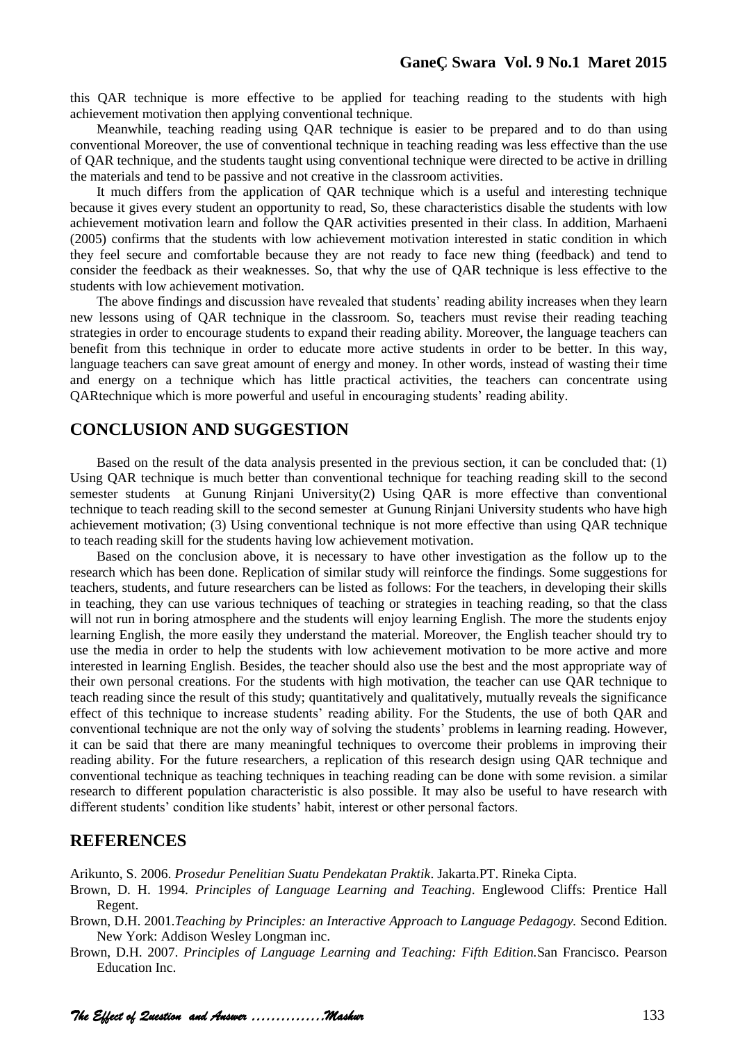this QAR technique is more effective to be applied for teaching reading to the students with high achievement motivation then applying conventional technique.

Meanwhile, teaching reading using QAR technique is easier to be prepared and to do than using conventional Moreover, the use of conventional technique in teaching reading was less effective than the use of QAR technique, and the students taught using conventional technique were directed to be active in drilling the materials and tend to be passive and not creative in the classroom activities.

It much differs from the application of QAR technique which is a useful and interesting technique because it gives every student an opportunity to read, So, these characteristics disable the students with low achievement motivation learn and follow the QAR activities presented in their class. In addition, Marhaeni (2005) confirms that the students with low achievement motivation interested in static condition in which they feel secure and comfortable because they are not ready to face new thing (feedback) and tend to consider the feedback as their weaknesses. So, that why the use of QAR technique is less effective to the students with low achievement motivation.

The above findings and discussion have revealed that students' reading ability increases when they learn new lessons using of QAR technique in the classroom. So, teachers must revise their reading teaching strategies in order to encourage students to expand their reading ability. Moreover, the language teachers can benefit from this technique in order to educate more active students in order to be better. In this way, language teachers can save great amount of energy and money. In other words, instead of wasting their time and energy on a technique which has little practical activities, the teachers can concentrate using QARtechnique which is more powerful and useful in encouraging students' reading ability.

## CONCLUSION AND SUGGESTION

Based on the result of the data analysis presented in the previous section, it can be concluded that: (1) Using QAR technique is much better than conventional technique for teaching reading skill to the second semester students at Gunung Rinjani University(2) Using QAR is more effective than conventional technique to teach reading skill to the second semester at Gunung Rinjani University students who have high achievement motivation; (3) Using conventional technique is not more effective than using QAR technique to teach reading skill for the students having low achievement motivation.

Based on the conclusion above, it is necessary to have other investigation as the follow up to the research which has been done. Replication of similar study will reinforce the findings. Some suggestions for teachers, students, and future researchers can be listed as follows: For the teachers, in developing their skills in teaching, they can use various techniques of teaching or strategies in teaching reading, so that the class will not run in boring atmosphere and the students will enjoy learning English. The more the students enjoy learning English, the more easily they understand the material. Moreover, the English teacher should try to use the media in order to help the students with low achievement motivation to be more active and more interested in learning English. Besides, the teacher should also use the best and the most appropriate way of their own personal creations. For the students with high motivation, the teacher can use QAR technique to teach reading since the result of this study; quantitatively and qualitatively, mutually reveals the significance effect of this technique to increase students' reading ability. For the Students, the use of both QAR and conventional technique are not the only way of solving the students' problems in learning reading. However, it can be said that there are many meaningful techniques to overcome their problems in improving their reading ability. For the future researchers, a replication of this research design using QAR technique and conventional technique as teaching techniques in teaching reading can be done with some revision. a similar research to different population characteristic is also possible. It may also be useful to have research with different students' condition like students' habit, interest or other personal factors.

## REFERENCES

Arikunto, S. 2006. *Prosedur Penelitian Suatu Pendekatan Praktik*. Jakarta.PT. Rineka Cipta.

Brown, D. H. 1994. *Principles of Language Learning and Teaching*. Englewood Cliffs: Prentice Hall Regent.

Brown, D.H. 2001.*Teaching by Principles: an Interactive Approach to Language Pedagogy.* Second Edition. New York: Addison Wesley Longman inc.

Brown, D.H. 2007. *Principles of Language Learning and Teaching: Fifth Edition.*San Francisco. Pearson Education Inc.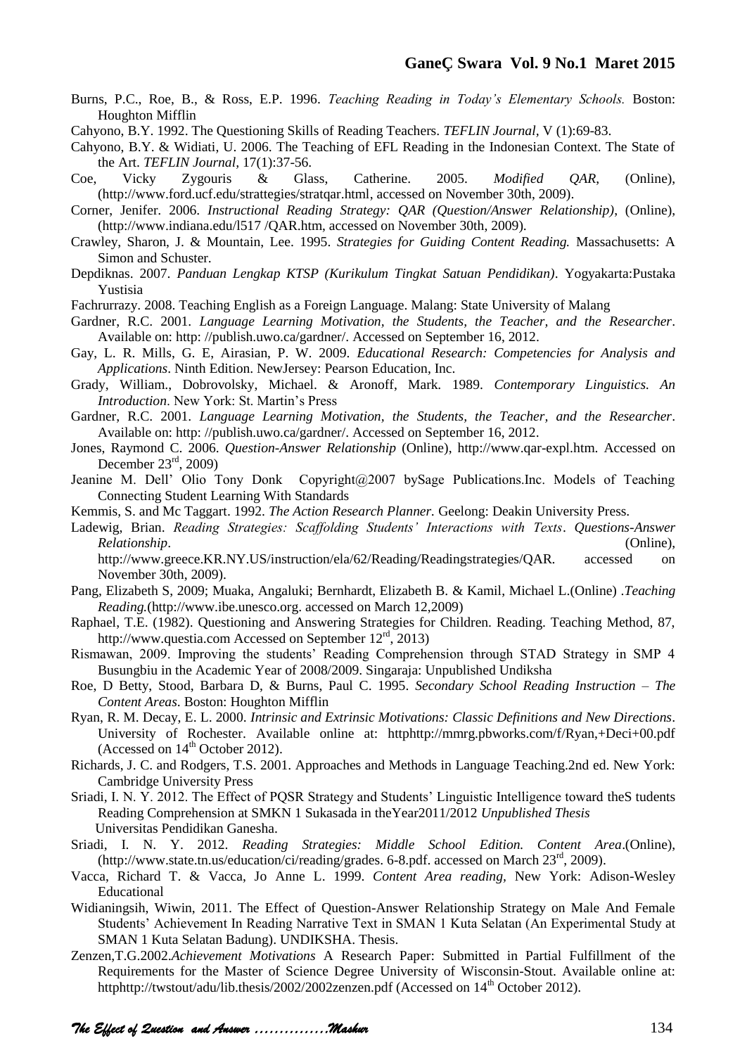Burns, P.C., Roe, B., & Ross, E.P. 1996. *Teaching Reading in Today's Elementary Schools.* Boston: Houghton Mifflin

Cahyono, B.Y. 1992. The Questioning Skills of Reading Teachers. *TEFLIN Journal,* V (1):69-83.

Cahyono, B.Y. & Widiati, U. 2006. The Teaching of EFL Reading in the Indonesian Context. The State of the Art. *TEFLIN Journal,* 17(1):37-56.

Coe, Vicky Zygouris & Glass, Catherine. 2005. *Modified QAR*, (Online), (http://www.ford.ucf.edu/strattegies/stratqar.html, accessed on November 30th, 2009).

Corner, Jenifer. 2006. *Instructional Reading Strategy: QAR (Question/Answer Relationship)*, (Online), (http://www.indiana.edu/l517 /QAR.htm, accessed on November 30th, 2009).

Crawley, Sharon, J. & Mountain, Lee. 1995. *Strategies for Guiding Content Reading.* Massachusetts: A Simon and Schuster.

Depdiknas. 2007. *Panduan Lengkap KTSP (Kurikulum Tingkat Satuan Pendidikan)*. Yogyakarta:Pustaka Yustisia

Fachrurrazy. 2008. Teaching English as a Foreign Language. Malang: State University of Malang

Gardner, R.C. 2001. *Language Learning Motivation, the Students, the Teacher, and the Researcher*. Available on: http: //publish.uwo.ca/gardner/. Accessed on September 16, 2012.

Gay, L. R. Mills, G. E, Airasian, P. W. 2009. *Educational Research: Competencies for Analysis and Applications*. Ninth Edition. NewJersey: Pearson Education, Inc.

Grady, William., Dobrovolsky, Michael. & Aronoff, Mark. 1989. *Contemporary Linguistics. An Introduction*. New York: St. Martin's Press

Gardner, R.C. 2001. *Language Learning Motivation, the Students, the Teacher, and the Researcher*. Available on: http: //publish.uwo.ca/gardner/. Accessed on September 16, 2012.

Jones, Raymond C. 2006. *Question-Answer Relationship* (Online), http://www.qar-expl.htm. Accessed on December 23rd, 2009)

Jeanine M. Dell' Olio Tony Donk Copyright@2007 bySage Publications.Inc. Models of Teaching Connecting Student Learning With Standards

Kemmis, S. and Mc Taggart. 1992. *The Action Research Planner.* Geelong: Deakin University Press.

Ladewig, Brian. *Reading Strategies: Scaffolding Students' Interactions with Texts*. *Questions-Answer Relationship*. (Online), http://www.greece.KR.NY.US/instruction/ela/62/Reading/Readingstrategies/QAR. accessed on November 30th, 2009).

Pang, Elizabeth S, 2009; Muaka, Angaluki; Bernhardt, Elizabeth B. & Kamil, Michael L.(Online) .*Teaching Reading.*(http://www.ibe.unesco.org. accessed on March 12,2009)

Raphael, T.E. (1982). Questioning and Answering Strategies for Children. Reading. Teaching Method, 87, http://www.questia.com Accessed on September 12rd, 2013)

Rismawan, 2009. Improving the students' Reading Comprehension through STAD Strategy in SMP 4 Busungbiu in the Academic Year of 2008/2009. Singaraja: Unpublished Undiksha

Roe, D Betty, Stood, Barbara D, & Burns, Paul C. 1995. *Secondary School Reading Instruction – The Content Areas*. Boston: Houghton Mifflin

Ryan, R. M. Decay, E. L. 2000. *Intrinsic and Extrinsic Motivations: Classic Definitions and New Directions*. University of Rochester. Available online at: httphttp://mmrg.pbworks.com/f/Ryan,+Deci+00.pdf (Accessed on 14th October 2012).

Richards, J. C. and Rodgers, T.S. 2001. Approaches and Methods in Language Teaching.2nd ed. New York: Cambridge University Press

Sriadi, I. N. Y. 2012. The Effect of PQSR Strategy and Students' Linguistic Intelligence toward theS tudents Reading Comprehension at SMKN 1 Sukasada in theYear2011/2012 *Unpublished Thesis* Universitas Pendidikan Ganesha.

Sriadi, I. N. Y. 2012. *Reading Strategies: Middle School Edition. Content Area*.(Online), (http://www.state.tn.us/education/ci/reading/grades. 6-8.pdf. accessed on March 23rd, 2009).

Vacca, Richard T. & Vacca, Jo Anne L. 1999. *Content Area reading,* New York: Adison-Wesley Educational

Widianingsih, Wiwin, 2011. The Effect of Question-Answer Relationship Strategy on Male And Female Students' Achievement In Reading Narrative Text in SMAN 1 Kuta Selatan (An Experimental Study at SMAN 1 Kuta Selatan Badung). UNDIKSHA. Thesis.

Zenzen,T.G.2002.*Achievement Motivations* A Research Paper: Submitted in Partial Fulfillment of the Requirements for the Master of Science Degree University of Wisconsin-Stout. Available online at: httphttp://twstout/adu/lib.thesis/2002/2002zenzen.pdf (Accessed on 14th October 2012).